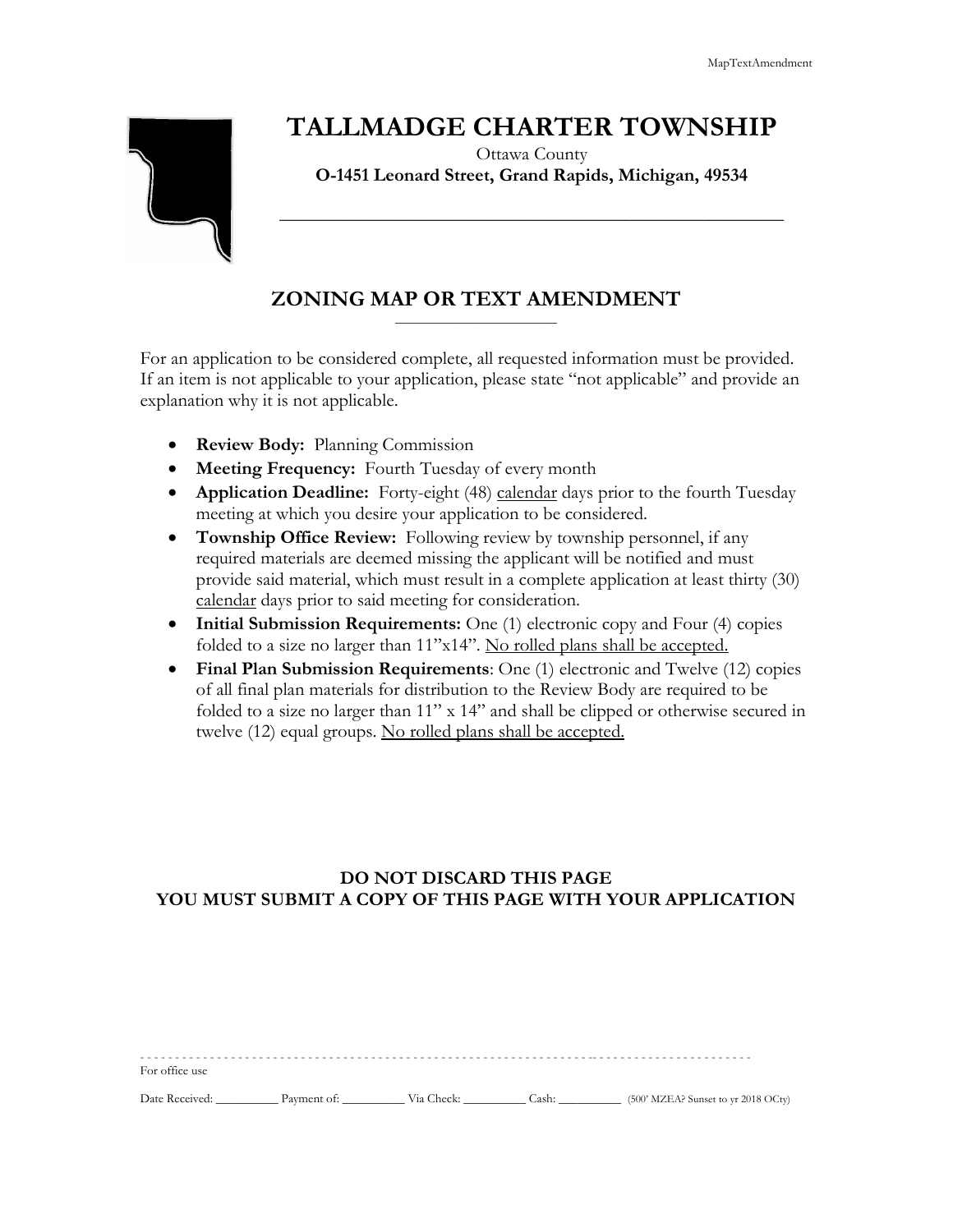# TALLMADGE CHARTER TOWNSHIP

Ottawa County

**O-1451 Leonard Street, Grand Rapids, Michigan, 49534**

## ZONING MAP OR TEXT AMENDMENT

For an application to be considered complete, all requested information must be provided. If an item is not applicable to your application, please state "not applicable" and provide an explanation why it is not applicable.

- **Review Body:** Planning Commission
- **Meeting Frequency:** Fourth Tuesday of every month
- **Application Deadline:** Forty-eight (48) calendar days prior to the fourth Tuesday meeting at which you desire your application to be considered.
- **Township Office Review:** Following review by township personnel, if any required materials are deemed missing the applicant will be notified and must provide said material, which must result in a complete application at least thirty (30) calendar days prior to said meeting for consideration.
- **Initial Submission Requirements:** One (1) electronic copy and Four (4) copies folded to a size no larger than 11"x14". No rolled plans shall be accepted.
- **Final Plan Submission Requirements**: One (1) electronic and Twelve (12) copies of all final plan materials for distribution to the Review Body are required to be folded to a size no larger than 11" x 14" and shall be clipped or otherwise secured in twelve (12) equal groups. No rolled plans shall be accepted.

**DO NOT DISCARD THIS PAGE**
**YOU MUST SUBMIT A COPY OF THIS PAGE WITH YOUR APPLICATION**

---

For office use

Date Received: __________ Payment of: __________ Via Check: __________ Cash: __________ (500' MZEA? Sunset to yr 2018 OCty)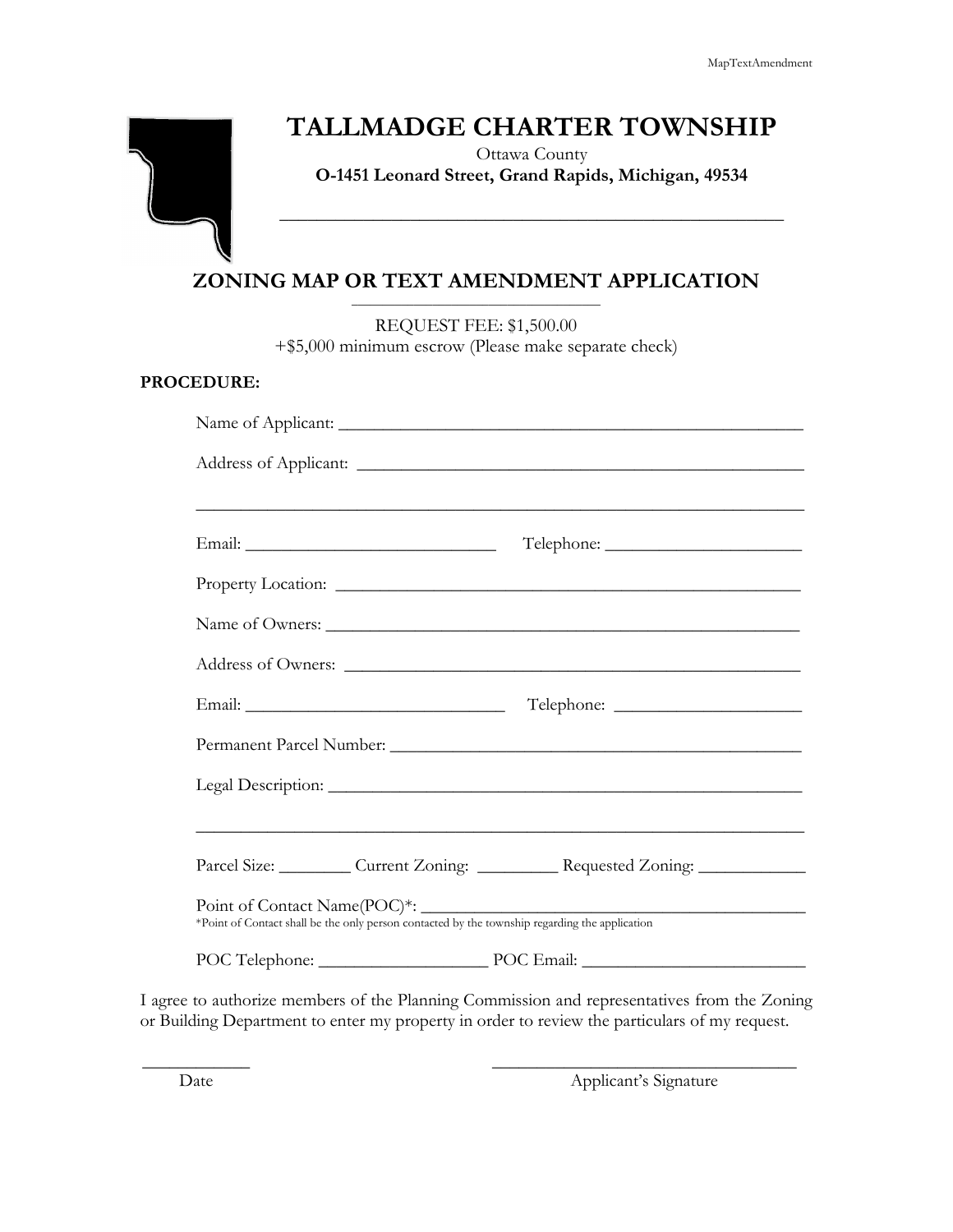# TALLMADGE CHARTER TOWNSHIP

Ottawa County

**O-1451 Leonard Street, Grand Rapids, Michigan, 49534**

## ZONING MAP OR TEXT AMENDMENT APPLICATION

REQUEST FEE: $1,500.00

+$5,000 minimum escrow (Please make separate check)

**PROCEDURE:**

Name of Applicant: ______________________________________________

Address of Applicant: ______________________________________________

______________________________________________________________

Email: ___________________________ Telephone: ____________________

Property Location: ______________________________________________

Name of Owners: ______________________________________________

Address of Owners: ______________________________________________

Email: ___________________________ Telephone: ____________________

Permanent Parcel Number: ________________________________________

Legal Description: ______________________________________________

______________________________________________________________

Parcel Size: _______ Current Zoning: ________ Requested Zoning: __________

Point of Contact Name(POC)*: ______________________________________

*Point of Contact shall be the only person contacted by the township regarding the application

POC Telephone: _________________ POC Email: _______________________

I agree to authorize members of the Planning Commission and representatives from the Zoning or Building Department to enter my property in order to review the particulars of my request.

__________ Date

______________________________ Applicant's Signature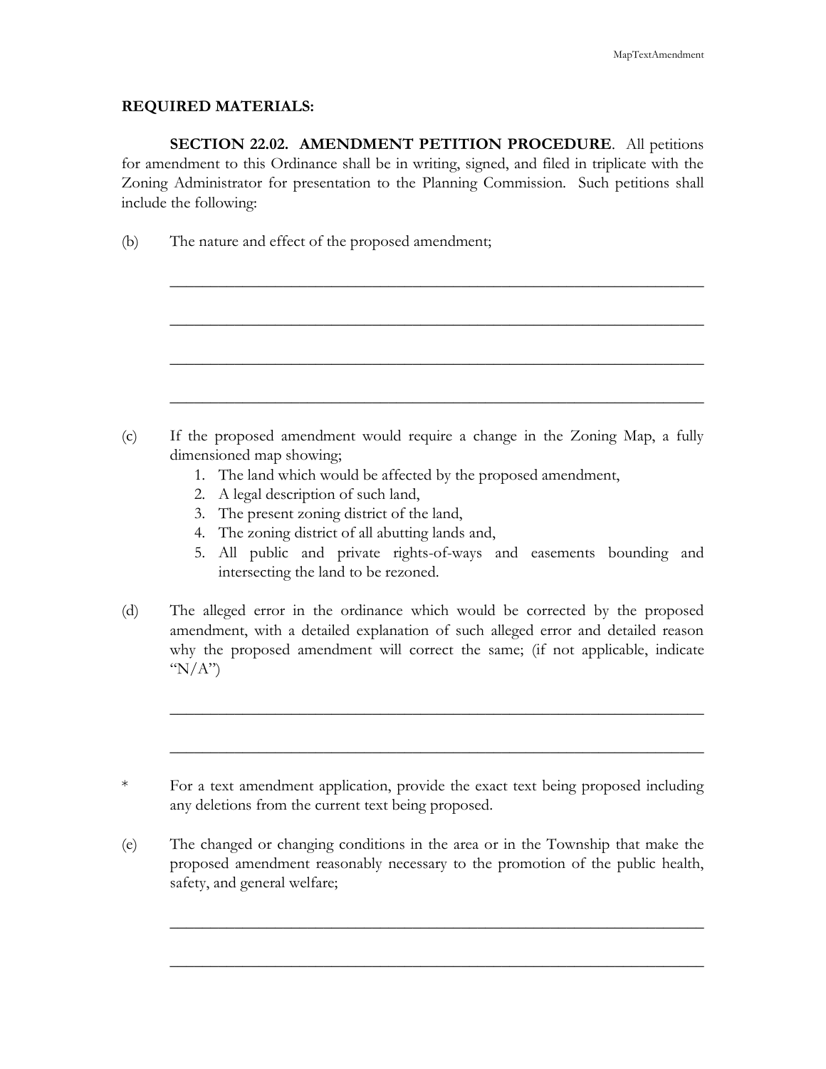**REQUIRED MATERIALS:**

**SECTION 22.02. AMENDMENT PETITION PROCEDURE**. All petitions for amendment to this Ordinance shall be in writing, signed, and filed in triplicate with the Zoning Administrator for presentation to the Planning Commission. Such petitions shall include the following:

(b) The nature and effect of the proposed amendment;

\_\_\_\_\_\_\_\_\_\_\_\_\_\_\_\_\_\_\_\_\_\_\_\_\_\_\_\_\_\_\_\_\_\_\_\_\_\_\_\_\_\_\_\_\_\_\_\_\_\_\_\_\_\_\_\_\_\_\_\_\_\_

\_\_\_\_\_\_\_\_\_\_\_\_\_\_\_\_\_\_\_\_\_\_\_\_\_\_\_\_\_\_\_\_\_\_\_\_\_\_\_\_\_\_\_\_\_\_\_\_\_\_\_\_\_\_\_\_\_\_\_\_\_\_

\_\_\_\_\_\_\_\_\_\_\_\_\_\_\_\_\_\_\_\_\_\_\_\_\_\_\_\_\_\_\_\_\_\_\_\_\_\_\_\_\_\_\_\_\_\_\_\_\_\_\_\_\_\_\_\_\_\_\_\_\_\_

\_\_\_\_\_\_\_\_\_\_\_\_\_\_\_\_\_\_\_\_\_\_\_\_\_\_\_\_\_\_\_\_\_\_\_\_\_\_\_\_\_\_\_\_\_\_\_\_\_\_\_\_\_\_\_\_\_\_\_\_\_\_

(c) If the proposed amendment would require a change in the Zoning Map, a fully dimensioned map showing;

1. The land which would be affected by the proposed amendment,
2. A legal description of such land,
3. The present zoning district of the land,
4. The zoning district of all abutting lands and,
5. All public and private rights-of-ways and easements bounding and intersecting the land to be rezoned.

(d) The alleged error in the ordinance which would be corrected by the proposed amendment, with a detailed explanation of such alleged error and detailed reason why the proposed amendment will correct the same; (if not applicable, indicate "N/A")

\_\_\_\_\_\_\_\_\_\_\_\_\_\_\_\_\_\_\_\_\_\_\_\_\_\_\_\_\_\_\_\_\_\_\_\_\_\_\_\_\_\_\_\_\_\_\_\_\_\_\_\_\_\_\_\_\_\_\_\_\_\_

\_\_\_\_\_\_\_\_\_\_\_\_\_\_\_\_\_\_\_\_\_\_\_\_\_\_\_\_\_\_\_\_\_\_\_\_\_\_\_\_\_\_\_\_\_\_\_\_\_\_\_\_\_\_\_\_\_\_\_\_\_\_

\* For a text amendment application, provide the exact text being proposed including any deletions from the current text being proposed.

(e) The changed or changing conditions in the area or in the Township that make the proposed amendment reasonably necessary to the promotion of the public health, safety, and general welfare;

\_\_\_\_\_\_\_\_\_\_\_\_\_\_\_\_\_\_\_\_\_\_\_\_\_\_\_\_\_\_\_\_\_\_\_\_\_\_\_\_\_\_\_\_\_\_\_\_\_\_\_\_\_\_\_\_\_\_\_\_\_\_

\_\_\_\_\_\_\_\_\_\_\_\_\_\_\_\_\_\_\_\_\_\_\_\_\_\_\_\_\_\_\_\_\_\_\_\_\_\_\_\_\_\_\_\_\_\_\_\_\_\_\_\_\_\_\_\_\_\_\_\_\_\_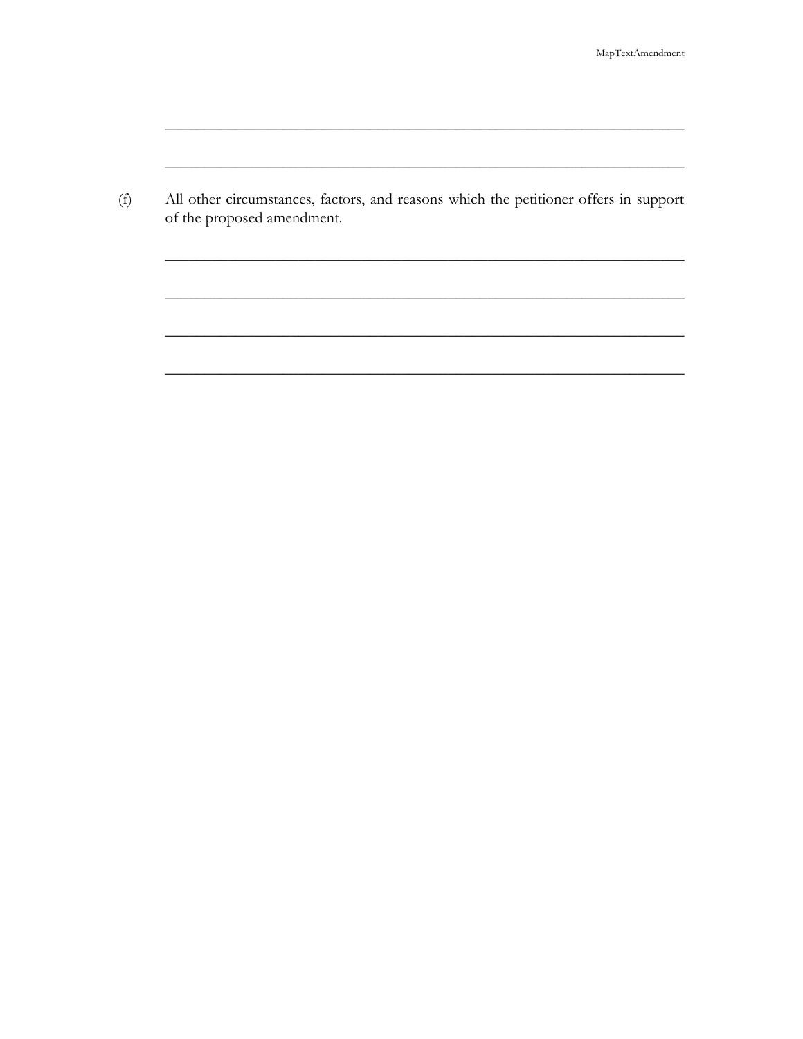\_\_\_\_\_\_\_\_\_\_\_\_\_\_\_\_\_\_\_\_\_\_\_\_\_\_\_\_\_\_\_\_\_\_\_\_\_\_\_\_\_\_\_\_\_\_\_\_\_\_\_\_\_\_\_\_\_\_\_\_\_\_\_\_\_\_\_\_

\_\_\_\_\_\_\_\_\_\_\_\_\_\_\_\_\_\_\_\_\_\_\_\_\_\_\_\_\_\_\_\_\_\_\_\_\_\_\_\_\_\_\_\_\_\_\_\_\_\_\_\_\_\_\_\_\_\_\_\_\_\_\_\_\_\_\_\_

(f) All other circumstances, factors, and reasons which the petitioner offers in support of the proposed amendment.

\_\_\_\_\_\_\_\_\_\_\_\_\_\_\_\_\_\_\_\_\_\_\_\_\_\_\_\_\_\_\_\_\_\_\_\_\_\_\_\_\_\_\_\_\_\_\_\_\_\_\_\_\_\_\_\_\_\_\_\_\_\_\_\_\_\_\_\_

\_\_\_\_\_\_\_\_\_\_\_\_\_\_\_\_\_\_\_\_\_\_\_\_\_\_\_\_\_\_\_\_\_\_\_\_\_\_\_\_\_\_\_\_\_\_\_\_\_\_\_\_\_\_\_\_\_\_\_\_\_\_\_\_\_\_\_\_

\_\_\_\_\_\_\_\_\_\_\_\_\_\_\_\_\_\_\_\_\_\_\_\_\_\_\_\_\_\_\_\_\_\_\_\_\_\_\_\_\_\_\_\_\_\_\_\_\_\_\_\_\_\_\_\_\_\_\_\_\_\_\_\_\_\_\_\_

\_\_\_\_\_\_\_\_\_\_\_\_\_\_\_\_\_\_\_\_\_\_\_\_\_\_\_\_\_\_\_\_\_\_\_\_\_\_\_\_\_\_\_\_\_\_\_\_\_\_\_\_\_\_\_\_\_\_\_\_\_\_\_\_\_\_\_\_